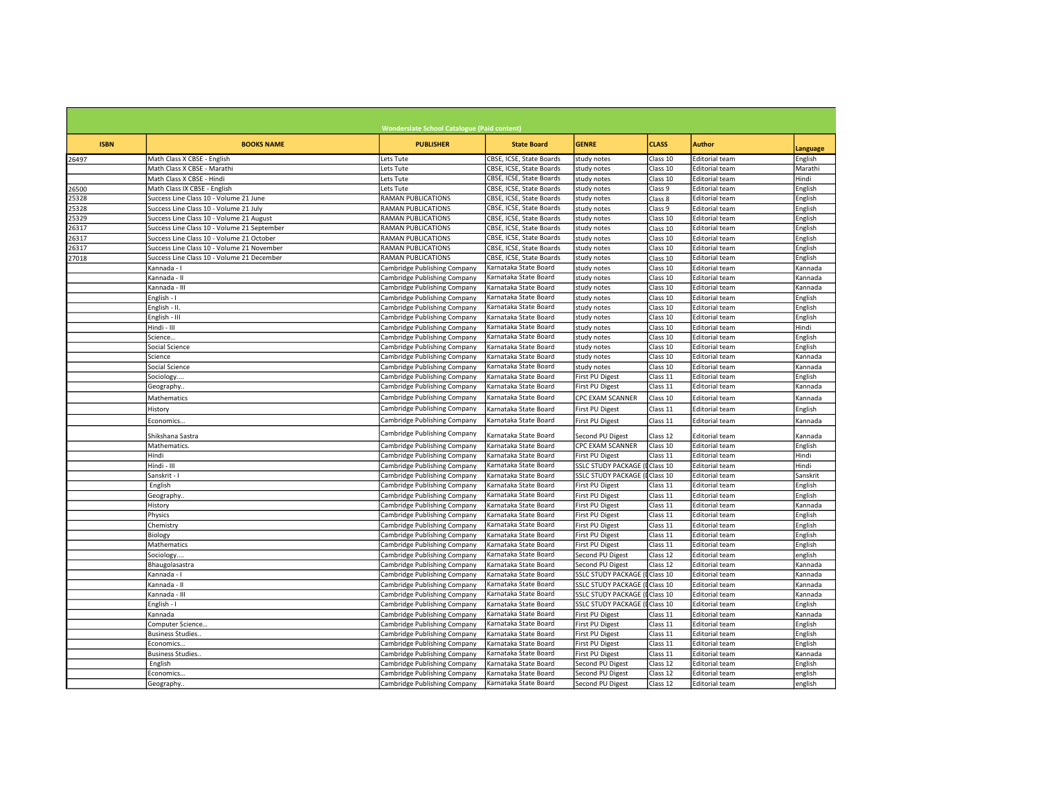| Wonderslate School Catalogue (Paid content) | | | | | | | |
|---|---|---|---|---|---|---|---|
| **ISBN** | **BOOKS NAME** | **PUBLISHER** | **State Board** | **GENRE** | **CLASS** | **Author** | **Language** |
| 26497 | Math Class X CBSE - English | Lets Tute | CBSE, ICSE, State Boards | study notes | Class 10 | Editorial team | English |
| | Math Class X CBSE - Marathi | Lets Tute | CBSE, ICSE, State Boards | study notes | Class 10 | Editorial team | Marathi |
| | Math Class X CBSE - Hindi | Lets Tute | CBSE, ICSE, State Boards | study notes | Class 10 | Editorial team | Hindi |
| 26500 | Math Class IX CBSE - English | Lets Tute | CBSE, ICSE, State Boards | study notes | Class 9 | Editorial team | English |
| 25328 | Success Line Class 10 - Volume 21 June | RAMAN PUBLICATIONS | CBSE, ICSE, State Boards | study notes | Class 8 | Editorial team | English |
| 25328 | Success Line Class 10 - Volume 21 July | RAMAN PUBLICATIONS | CBSE, ICSE, State Boards | study notes | Class 9 | Editorial team | English |
| 25329 | Success Line Class 10 - Volume 21 August | RAMAN PUBLICATIONS | CBSE, ICSE, State Boards | study notes | Class 10 | Editorial team | English |
| 26317 | Success Line Class 10 - Volume 21 September | RAMAN PUBLICATIONS | CBSE, ICSE, State Boards | study notes | Class 10 | Editorial team | English |
| 26317 | Success Line Class 10 - Volume 21 October | RAMAN PUBLICATIONS | CBSE, ICSE, State Boards | study notes | Class 10 | Editorial team | English |
| 26317 | Success Line Class 10 - Volume 21 November | RAMAN PUBLICATIONS | CBSE, ICSE, State Boards | study notes | Class 10 | Editorial team | English |
| 27018 | Success Line Class 10 - Volume 21 December | RAMAN PUBLICATIONS | CBSE, ICSE, State Boards | study notes | Class 10 | Editorial team | English |
| | Kannada - I | Cambridge Publishing Company | Karnataka State Board | study notes | Class 10 | Editorial team | Kannada |
| | Kannada - II | Cambridge Publishing Company | Karnataka State Board | study notes | Class 10 | Editorial team | Kannada |
| | Kannada - III | Cambridge Publishing Company | Karnataka State Board | study notes | Class 10 | Editorial team | Kannada |
| | English - I | Cambridge Publishing Company | Karnataka State Board | study notes | Class 10 | Editorial team | English |
| | English - II. | Cambridge Publishing Company | Karnataka State Board | study notes | Class 10 | Editorial team | English |
| | English - III | Cambridge Publishing Company | Karnataka State Board | study notes | Class 10 | Editorial team | English |
| | Hindi - III | Cambridge Publishing Company | Karnataka State Board | study notes | Class 10 | Editorial team | Hindi |
| | Science... | Cambridge Publishing Company | Karnataka State Board | study notes | Class 10 | Editorial team | English |
| | Social Science | Cambridge Publishing Company | Karnataka State Board | study notes | Class 10 | Editorial team | English |
| | Science | Cambridge Publishing Company | Karnataka State Board | study notes | Class 10 | Editorial team | Kannada |
| | Social Science | Cambridge Publishing Company | Karnataka State Board | study notes | Class 10 | Editorial team | Kannada |
| | Sociology.... | Cambridge Publishing Company | Karnataka State Board | First PU Digest | Class 11 | Editorial team | English |
| | Geography.. | Cambridge Publishing Company | Karnataka State Board | First PU Digest | Class 11 | Editorial team | Kannada |
| | Mathematics | Cambridge Publishing Company | Karnataka State Board | CPC EXAM SCANNER | Class 10 | Editorial team | Kannada |
| | History | Cambridge Publishing Company | Karnataka State Board | First PU Digest | Class 11 | Editorial team | English |
| | Economics... | Cambridge Publishing Company | Karnataka State Board | First PU Digest | Class 11 | Editorial team | Kannada |
| | Shikshana Sastra | Cambridge Publishing Company | Karnataka State Board | Second PU Digest | Class 12 | Editorial team | Kannada |
| | Mathematics. | Cambridge Publishing Company | Karnataka State Board | CPC EXAM SCANNER | Class 10 | Editorial team | English |
| | Hindi | Cambridge Publishing Company | Karnataka State Board | First PU Digest | Class 11 | Editorial team | Hindi |
| | Hindi - III | Cambridge Publishing Company | Karnataka State Board | SSLC STUDY PACKAGE (I | Class 10 | Editorial team | Hindi |
| | Sanskrit - I | Cambridge Publishing Company | Karnataka State Board | SSLC STUDY PACKAGE (I | Class 10 | Editorial team | Sanskrit |
| | English | Cambridge Publishing Company | Karnataka State Board | First PU Digest | Class 11 | Editorial team | English |
| | Geography.. | Cambridge Publishing Company | Karnataka State Board | First PU Digest | Class 11 | Editorial team | English |
| | History | Cambridge Publishing Company | Karnataka State Board | First PU Digest | Class 11 | Editorial team | Kannada |
| | Physics | Cambridge Publishing Company | Karnataka State Board | First PU Digest | Class 11 | Editorial team | English |
| | Chemistry | Cambridge Publishing Company | Karnataka State Board | First PU Digest | Class 11 | Editorial team | English |
| | Biology | Cambridge Publishing Company | Karnataka State Board | First PU Digest | Class 11 | Editorial team | English |
| | Mathematics | Cambridge Publishing Company | Karnataka State Board | First PU Digest | Class 11 | Editorial team | English |
| | Sociology.... | Cambridge Publishing Company | Karnataka State Board | Second PU Digest | Class 12 | Editorial team | english |
| | Bhaugolasastra | Cambridge Publishing Company | Karnataka State Board | Second PU Digest | Class 12 | Editorial team | Kannada |
| | Kannada - I | Cambridge Publishing Company | Karnataka State Board | SSLC STUDY PACKAGE (I | Class 10 | Editorial team | Kannada |
| | Kannada - II | Cambridge Publishing Company | Karnataka State Board | SSLC STUDY PACKAGE (I | Class 10 | Editorial team | Kannada |
| | Kannada - III | Cambridge Publishing Company | Karnataka State Board | SSLC STUDY PACKAGE (I | Class 10 | Editorial team | Kannada |
| | English - I | Cambridge Publishing Company | Karnataka State Board | SSLC STUDY PACKAGE (I | Class 10 | Editorial team | English |
| | Kannada | Cambridge Publishing Company | Karnataka State Board | First PU Digest | Class 11 | Editorial team | Kannada |
| | Computer Science... | Cambridge Publishing Company | Karnataka State Board | First PU Digest | Class 11 | Editorial team | English |
| | Business Studies.. | Cambridge Publishing Company | Karnataka State Board | First PU Digest | Class 11 | Editorial team | English |
| | Economics... | Cambridge Publishing Company | Karnataka State Board | First PU Digest | Class 11 | Editorial team | English |
| | Business Studies.. | Cambridge Publishing Company | Karnataka State Board | First PU Digest | Class 11 | Editorial team | Kannada |
| | English | Cambridge Publishing Company | Karnataka State Board | Second PU Digest | Class 12 | Editorial team | English |
| | Economics... | Cambridge Publishing Company | Karnataka State Board | Second PU Digest | Class 12 | Editorial team | english |
| | Geography.. | Cambridge Publishing Company | Karnataka State Board | Second PU Digest | Class 12 | Editorial team | english |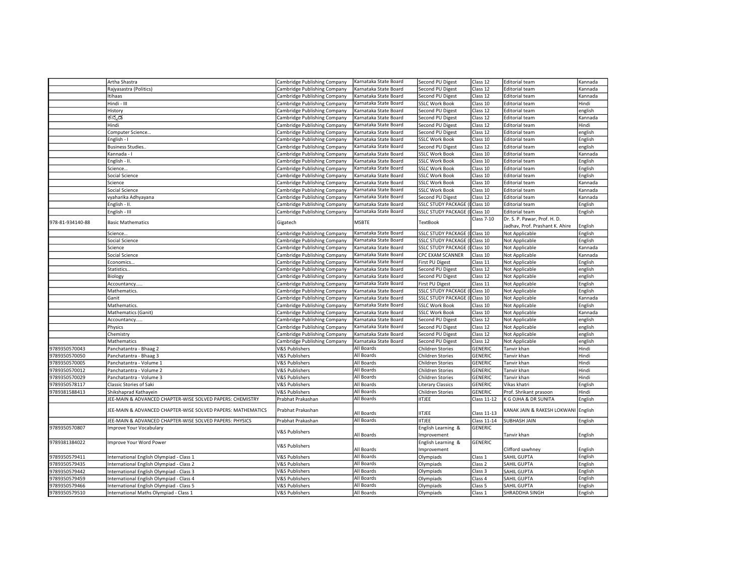| | | | | | | | |
|---|---|---|---|---|---|---|---|
| | Artha Shastra | Cambridge Publishing Company | Karnataka State Board | Second PU Digest | Class 12 | Editorial team | Kannada |
| | Rajyasastra (Politics) | Cambridge Publishing Company | Karnataka State Board | Second PU Digest | Class 12 | Editorial team | Kannada |
| | Itihaas | Cambridge Publishing Company | Karnataka State Board | Second PU Digest | Class 12 | Editorial team | Kannada |
| | Hindi - III | Cambridge Publishing Company | Karnataka State Board | SSLC Work Book | Class 10 | Editorial team | Hindi |
| | History | Cambridge Publishing Company | Karnataka State Board | Second PU Digest | Class 12 | Editorial team | english |
| | ಕನ್ನಡ | Cambridge Publishing Company | Karnataka State Board | Second PU Digest | Class 12 | Editorial team | Kannada |
| | Hindi | Cambridge Publishing Company | Karnataka State Board | Second PU Digest | Class 12 | Editorial team | Hindi |
| | Computer Science... | Cambridge Publishing Company | Karnataka State Board | Second PU Digest | Class 12 | Editorial team | english |
| | English - I | Cambridge Publishing Company | Karnataka State Board | SSLC Work Book | Class 10 | Editorial team | English |
| | Business Studies.. | Cambridge Publishing Company | Karnataka State Board | Second PU Digest | Class 12 | Editorial team | english |
| | Kannada - I | Cambridge Publishing Company | Karnataka State Board | SSLC Work Book | Class 10 | Editorial team | Kannada |
| | English - II. | Cambridge Publishing Company | Karnataka State Board | SSLC Work Book | Class 10 | Editorial team | English |
| | Science... | Cambridge Publishing Company | Karnataka State Board | SSLC Work Book | Class 10 | Editorial team | English |
| | Social Science | Cambridge Publishing Company | Karnataka State Board | SSLC Work Book | Class 10 | Editorial team | English |
| | Science | Cambridge Publishing Company | Karnataka State Board | SSLC Work Book | Class 10 | Editorial team | Kannada |
| | Social Science | Cambridge Publishing Company | Karnataka State Board | SSLC Work Book | Class 10 | Editorial team | Kannada |
| | vyaharika Adhyayana | Cambridge Publishing Company | Karnataka State Board | Second PU Digest | Class 12 | Editorial team | Kannada |
| | English - II. | Cambridge Publishing Company | Karnataka State Board | SSLC STUDY PACKAGE (I | Class 10 | Editorial team | English |
| | English - III | Cambridge Publishing Company | Karnataka State Board | SSLC STUDY PACKAGE (I | Class 10 | Editorial team | English |
| 978-81-934140-88 | Basic Mathematics | Gigatech | MSBTE | TextBook | Class 7-10 | Dr. S. P. Pawar, Prof. H. D. Jadhav, Prof. Prashant K. Ahire | English |
| | Science... | Cambridge Publishing Company | Karnataka State Board | SSLC STUDY PACKAGE (I | Class 10 | Not Applicable | English |
| | Social Science | Cambridge Publishing Company | Karnataka State Board | SSLC STUDY PACKAGE (I | Class 10 | Not Applicable | English |
| | Science | Cambridge Publishing Company | Karnataka State Board | SSLC STUDY PACKAGE (I | Class 10 | Not Applicable | Kannada |
| | Social Science | Cambridge Publishing Company | Karnataka State Board | CPC EXAM SCANNER | Class 10 | Not Applicable | Kannada |
| | Economics... | Cambridge Publishing Company | Karnataka State Board | First PU Digest | Class 11 | Not Applicable | English |
| | Statistics.. | Cambridge Publishing Company | Karnataka State Board | Second PU Digest | Class 12 | Not Applicable | english |
| | Biology | Cambridge Publishing Company | Karnataka State Board | Second PU Digest | Class 12 | Not Applicable | english |
| | Accountancy..... | Cambridge Publishing Company | Karnataka State Board | First PU Digest | Class 11 | Not Applicable | English |
| | Mathematics. | Cambridge Publishing Company | Karnataka State Board | SSLC STUDY PACKAGE (I | Class 10 | Not Applicable | English |
| | Ganit | Cambridge Publishing Company | Karnataka State Board | SSLC STUDY PACKAGE (I | Class 10 | Not Applicable | Kannada |
| | Mathematics. | Cambridge Publishing Company | Karnataka State Board | SSLC Work Book | Class 10 | Not Applicable | English |
| | Mathematics (Ganit) | Cambridge Publishing Company | Karnataka State Board | SSLC Work Book | Class 10 | Not Applicable | Kannada |
| | Accountancy..... | Cambridge Publishing Company | Karnataka State Board | Second PU Digest | Class 12 | Not Applicable | english |
| | Physics | Cambridge Publishing Company | Karnataka State Board | Second PU Digest | Class 12 | Not Applicable | english |
| | Chemistry | Cambridge Publishing Company | Karnataka State Board | Second PU Digest | Class 12 | Not Applicable | english |
| | Mathematics | Cambridge Publishing Company | Karnataka State Board | Second PU Digest | Class 12 | Not Applicable | english |
| 9789350570043 | Panchatantra - Bhaag 2 | V&S Publishers | All Boards | Children Stories | GENERIC | Tanvir khan | Hindi |
| 9789350570050 | Panchatantra - Bhaag 3 | V&S Publishers | All Boards | Children Stories | GENERIC | Tanvir khan | Hindi |
| 9789350570005 | Panchatantra - Volume 1 | V&S Publishers | All Boards | Children Stories | GENERIC | Tanvir khan | Hindi |
| 9789350570012 | Panchatantra - Volume 2 | V&S Publishers | All Boards | Children Stories | GENERIC | Tanvir khan | Hindi |
| 9789350570029 | Panchatantra - Volume 3 | V&S Publishers | All Boards | Children Stories | GENERIC | Tanvir khan | Hindi |
| 9789350578117 | Classic Stories of Saki | V&S Publishers | All Boards | Literary Classics | GENERIC | Vikas khatri | English |
| 9789381588413 | Shikshaprad Kathayein | V&S Publishers | All Boards | Children Stories | GENERIC | Prof. Shrikant prasoon | Hindi |
| | JEE-MAIN & ADVANCED CHAPTER-WISE SOLVED PAPERS: CHEMISTRY | Prabhat Prakashan | All Boards | IITJEE | Class 11-12 | K G OJHA & DR SUNITA | English |
| | JEE-MAIN & ADVANCED CHAPTER-WISE SOLVED PAPERS: MATHEMATICS | Prabhat Prakashan | All Boards | IITJEE | Class 11-13 | KANAK JAIN & RAKESH LOKWANI | English |
| | JEE-MAIN & ADVANCED CHAPTER-WISE SOLVED PAPERS: PHYSICS | Prabhat Prakashan | All Boards | IITJEE | Class 11-14 | SUBHASH JAIN | English |
| 9789350570807 | Improve Your Vocabulary | V&S Publishers | All Boards | English Learning & Improvement | GENERIC | Tanvir khan | English |
| 9789381384022 | Improve Your Word Power | V&S Publishers | All Boards | English Learning & Improvement | GENERIC | Clifford sawhney | English |
| 9789350579411 | International English Olympiad - Class 1 | V&S Publishers | All Boards | Olympiads | Class 1 | SAHIL GUPTA | English |
| 9789350579435 | International English Olympiad - Class 2 | V&S Publishers | All Boards | Olympiads | Class 2 | SAHIL GUPTA | English |
| 9789350579442 | International English Olympiad - Class 3 | V&S Publishers | All Boards | Olympiads | Class 3 | SAHIL GUPTA | English |
| 9789350579459 | International English Olympiad - Class 4 | V&S Publishers | All Boards | Olympiads | Class 4 | SAHIL GUPTA | English |
| 9789350579466 | International English Olympiad - Class 5 | V&S Publishers | All Boards | Olympiads | Class 5 | SAHIL GUPTA | English |
| 9789350579510 | International Maths Olympiad - Class 1 | V&S Publishers | All Boards | Olympiads | Class 1 | SHRADDHA SINGH | English |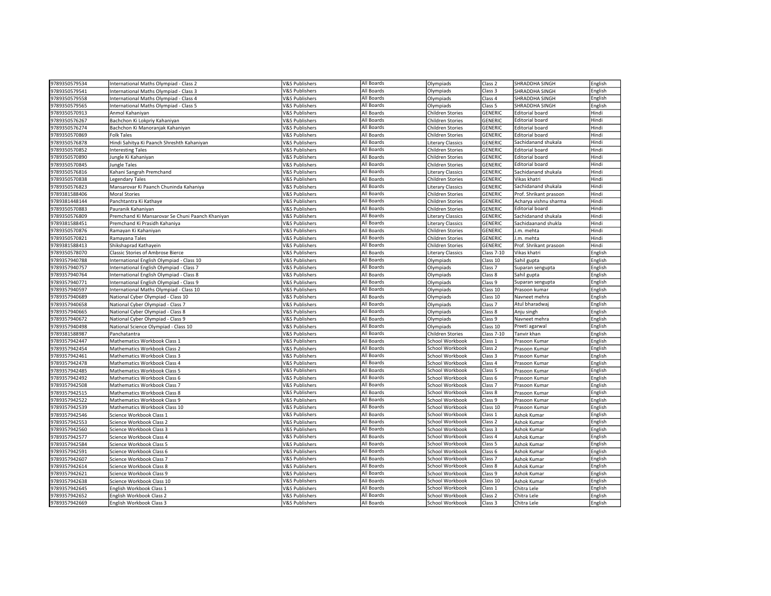| 9789350579534 | International Maths Olympiad - Class 2 | V&S Publishers | All Boards | Olympiads | Class 2 | SHRADDHA SINGH | English |
|---|---|---|---|---|---|---|---|
| 9789350579541 | International Maths Olympiad - Class 3 | V&S Publishers | All Boards | Olympiads | Class 3 | SHRADDHA SINGH | English |
| 9789350579558 | International Maths Olympiad - Class 4 | V&S Publishers | All Boards | Olympiads | Class 4 | SHRADDHA SINGH | English |
| 9789350579565 | International Maths Olympiad - Class 5 | V&S Publishers | All Boards | Olympiads | Class 5 | SHRADDHA SINGH | English |
| 9789350570913 | Anmol Kahaniyan | V&S Publishers | All Boards | Children Stories | GENERIC | Editorial board | Hindi |
| 9789350576267 | Bachchon Ki Lokpriy Kahaniyan | V&S Publishers | All Boards | Children Stories | GENERIC | Editorial board | Hindi |
| 9789350576274 | Bachchon Ki Manoranjak Kahaniyan | V&S Publishers | All Boards | Children Stories | GENERIC | Editorial board | Hindi |
| 9789350570869 | Folk Tales | V&S Publishers | All Boards | Children Stories | GENERIC | Editorial board | Hindi |
| 9789350576878 | Hindi Sahitya Ki Paanch Shreshth Kahaniyan | V&S Publishers | All Boards | Literary Classics | GENERIC | Sachidanand shukala | Hindi |
| 9789350570852 | Interesting Tales | V&S Publishers | All Boards | Children Stories | GENERIC | Editorial board | Hindi |
| 9789350570890 | Jungle Ki Kahaniyan | V&S Publishers | All Boards | Children Stories | GENERIC | Editorial board | Hindi |
| 9789350570845 | Jungle Tales | V&S Publishers | All Boards | Children Stories | GENERIC | Editorial board | Hindi |
| 9789350576816 | Kahani Sangrah Premchand | V&S Publishers | All Boards | Literary Classics | GENERIC | Sachidanand shukala | Hindi |
| 9789350570838 | Legendary Tales | V&S Publishers | All Boards | Children Stories | GENERIC | Vikas khatri | Hindi |
| 9789350576823 | Mansarovar Ki Paanch Chuninda Kahaniya | V&S Publishers | All Boards | Literary Classics | GENERIC | Sachidanand shukala | Hindi |
| 9789381588406 | Moral Stories | V&S Publishers | All Boards | Children Stories | GENERIC | Prof. Shrikant prasoon | Hindi |
| 9789381448144 | Panchtantra Ki Kathaye | V&S Publishers | All Boards | Children Stories | GENERIC | Acharya vishnu sharma | Hindi |
| 9789350570883 | Pauranik Kahaniyan | V&S Publishers | All Boards | Children Stories | GENERIC | Editorial board | Hindi |
| 9789350576809 | Premchand Ki Mansarovar Se Chuni Paanch Khaniyan | V&S Publishers | All Boards | Literary Classics | GENERIC | Sachidanand shukala | Hindi |
| 9789381588451 | Premchand Ki Prasidh Kahaniya | V&S Publishers | All Boards | Literary Classics | GENERIC | Sachidaanand shukla | Hindi |
| 9789350570876 | Ramayan Ki Kahaniyan | V&S Publishers | All Boards | Children Stories | GENERIC | J.m. mehta | Hindi |
| 9789350570821 | Ramayana Tales | V&S Publishers | All Boards | Children Stories | GENERIC | J.m. mehta | Hindi |
| 9789381588413 | Shikshaprad Kathayein | V&S Publishers | All Boards | Children Stories | GENERIC | Prof. Shrikant prasoon | Hindi |
| 9789350578070 | Classic Stories of Ambrose Bierce | V&S Publishers | All Boards | Literary Classics | Class 7-10 | Vikas khatri | English |
| 9789357940788 | International English Olympiad - Class 10 | V&S Publishers | All Boards | Olympiads | Class 10 | Sahil gupta | English |
| 9789357940757 | International English Olympiad - Class 7 | V&S Publishers | All Boards | Olympiads | Class 7 | Suparan sengupta | English |
| 9789357940764 | International English Olympiad - Class 8 | V&S Publishers | All Boards | Olympiads | Class 8 | Sahil gupta | English |
| 9789357940771 | International English Olympiad - Class 9 | V&S Publishers | All Boards | Olympiads | Class 9 | Suparan sengupta | English |
| 9789357940597 | International Maths Olympiad - Class 10 | V&S Publishers | All Boards | Olympiads | Class 10 | Prasoon kumar | English |
| 9789357940689 | National Cyber Olympiad - Class 10 | V&S Publishers | All Boards | Olympiads | Class 10 | Navneet mehra | English |
| 9789357940658 | National Cyber Olympiad - Class 7 | V&S Publishers | All Boards | Olympiads | Class 7 | Atul bharadwaj | English |
| 9789357940665 | National Cyber Olympiad - Class 8 | V&S Publishers | All Boards | Olympiads | Class 8 | Anju singh | English |
| 9789357940672 | National Cyber Olympiad - Class 9 | V&S Publishers | All Boards | Olympiads | Class 9 | Navneet mehra | English |
| 9789357940498 | National Science Olympiad - Class 10 | V&S Publishers | All Boards | Olympiads | Class 10 | Preeti agarwal | English |
| 9789381588987 | Panchatantra | V&S Publishers | All Boards | Children Stories | Class 7-10 | Tanvir khan | English |
| 9789357942447 | Mathematics Workbook Class 1 | V&S Publishers | All Boards | School Workbook | Class 1 | Prasoon Kumar | English |
| 9789357942454 | Mathematics Workbook Class 2 | V&S Publishers | All Boards | School Workbook | Class 2 | Prasoon Kumar | English |
| 9789357942461 | Mathematics Workbook Class 3 | V&S Publishers | All Boards | School Workbook | Class 3 | Prasoon Kumar | English |
| 9789357942478 | Mathematics Workbook Class 4 | V&S Publishers | All Boards | School Workbook | Class 4 | Prasoon Kumar | English |
| 9789357942485 | Mathematics Workbook Class 5 | V&S Publishers | All Boards | School Workbook | Class 5 | Prasoon Kumar | English |
| 9789357942492 | Mathematics Workbook Class 6 | V&S Publishers | All Boards | School Workbook | Class 6 | Prasoon Kumar | English |
| 9789357942508 | Mathematics Workbook Class 7 | V&S Publishers | All Boards | School Workbook | Class 7 | Prasoon Kumar | English |
| 9789357942515 | Mathematics Workbook Class 8 | V&S Publishers | All Boards | School Workbook | Class 8 | Prasoon Kumar | English |
| 9789357942522 | Mathematics Workbook Class 9 | V&S Publishers | All Boards | School Workbook | Class 9 | Prasoon Kumar | English |
| 9789357942539 | Mathematics Workbook Class 10 | V&S Publishers | All Boards | School Workbook | Class 10 | Prasoon Kumar | English |
| 9789357942546 | Science Workbook Class 1 | V&S Publishers | All Boards | School Workbook | Class 1 | Ashok Kumar | English |
| 9789357942553 | Science Workbook Class 2 | V&S Publishers | All Boards | School Workbook | Class 2 | Ashok Kumar | English |
| 9789357942560 | Science Workbook Class 3 | V&S Publishers | All Boards | School Workbook | Class 3 | Ashok Kumar | English |
| 9789357942577 | Science Workbook Class 4 | V&S Publishers | All Boards | School Workbook | Class 4 | Ashok Kumar | English |
| 9789357942584 | Science Workbook Class 5 | V&S Publishers | All Boards | School Workbook | Class 5 | Ashok Kumar | English |
| 9789357942591 | Science Workbook Class 6 | V&S Publishers | All Boards | School Workbook | Class 6 | Ashok Kumar | English |
| 9789357942607 | Science Workbook Class 7 | V&S Publishers | All Boards | School Workbook | Class 7 | Ashok Kumar | English |
| 9789357942614 | Science Workbook Class 8 | V&S Publishers | All Boards | School Workbook | Class 8 | Ashok Kumar | English |
| 9789357942621 | Science Workbook Class 9 | V&S Publishers | All Boards | School Workbook | Class 9 | Ashok Kumar | English |
| 9789357942638 | Science Workbook Class 10 | V&S Publishers | All Boards | School Workbook | Class 10 | Ashok Kumar | English |
| 9789357942645 | English Workbook Class 1 | V&S Publishers | All Boards | School Workbook | Class 1 | Chitra Lele | English |
| 9789357942652 | English Workbook Class 2 | V&S Publishers | All Boards | School Workbook | Class 2 | Chitra Lele | English |
| 9789357942669 | English Workbook Class 3 | V&S Publishers | All Boards | School Workbook | Class 3 | Chitra Lele | English |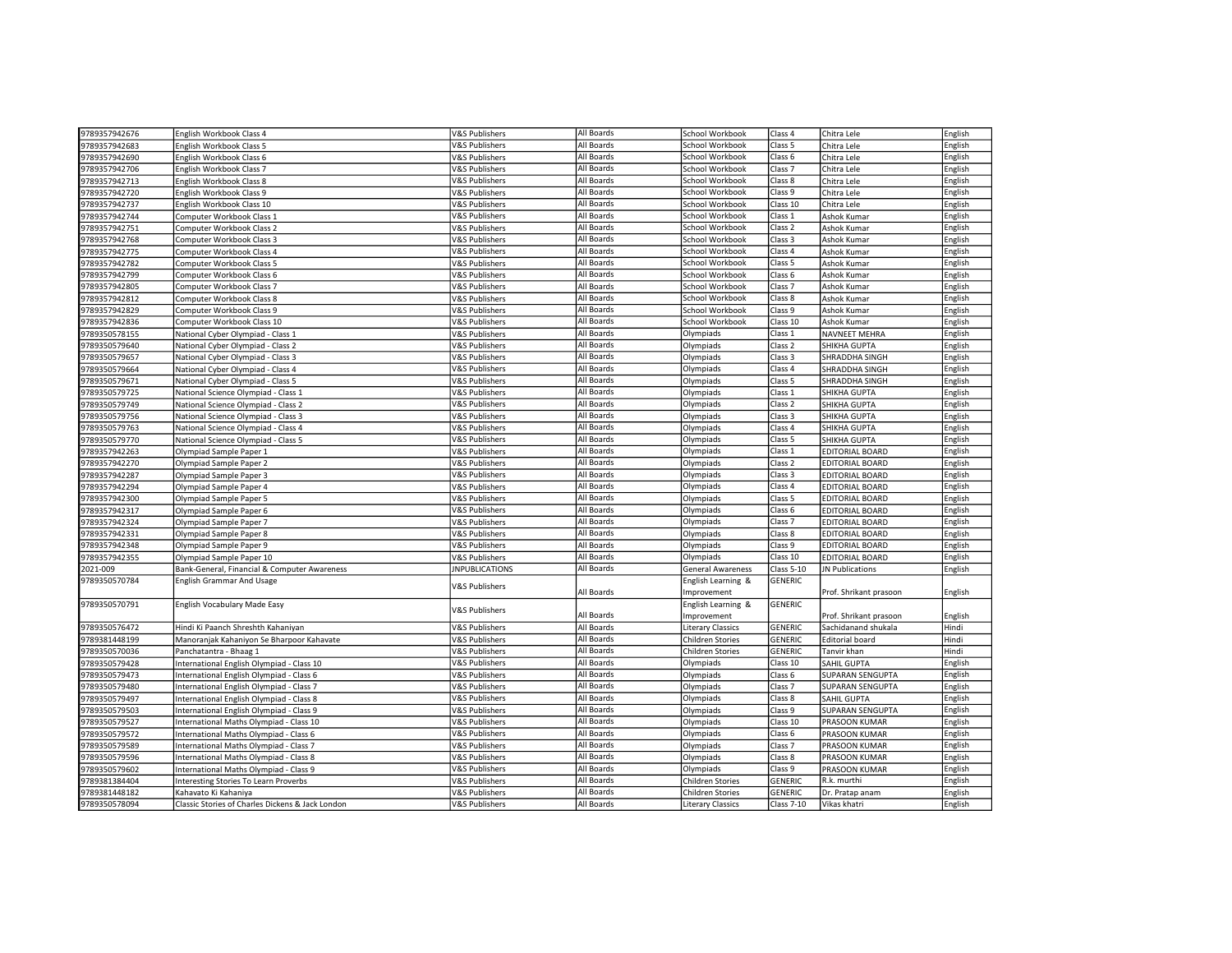| | | | | | | | |
|---|---|---|---|---|---|---|---|
| 9789357942676 | English Workbook Class 4 | V&S Publishers | All Boards | School Workbook | Class 4 | Chitra Lele | English |
| 9789357942683 | English Workbook Class 5 | V&S Publishers | All Boards | School Workbook | Class 5 | Chitra Lele | English |
| 9789357942690 | English Workbook Class 6 | V&S Publishers | All Boards | School Workbook | Class 6 | Chitra Lele | English |
| 9789357942706 | English Workbook Class 7 | V&S Publishers | All Boards | School Workbook | Class 7 | Chitra Lele | English |
| 9789357942713 | English Workbook Class 8 | V&S Publishers | All Boards | School Workbook | Class 8 | Chitra Lele | English |
| 9789357942720 | English Workbook Class 9 | V&S Publishers | All Boards | School Workbook | Class 9 | Chitra Lele | English |
| 9789357942737 | English Workbook Class 10 | V&S Publishers | All Boards | School Workbook | Class 10 | Chitra Lele | English |
| 9789357942744 | Computer Workbook Class 1 | V&S Publishers | All Boards | School Workbook | Class 1 | Ashok Kumar | English |
| 9789357942751 | Computer Workbook Class 2 | V&S Publishers | All Boards | School Workbook | Class 2 | Ashok Kumar | English |
| 9789357942768 | Computer Workbook Class 3 | V&S Publishers | All Boards | School Workbook | Class 3 | Ashok Kumar | English |
| 9789357942775 | Computer Workbook Class 4 | V&S Publishers | All Boards | School Workbook | Class 4 | Ashok Kumar | English |
| 9789357942782 | Computer Workbook Class 5 | V&S Publishers | All Boards | School Workbook | Class 5 | Ashok Kumar | English |
| 9789357942799 | Computer Workbook Class 6 | V&S Publishers | All Boards | School Workbook | Class 6 | Ashok Kumar | English |
| 9789357942805 | Computer Workbook Class 7 | V&S Publishers | All Boards | School Workbook | Class 7 | Ashok Kumar | English |
| 9789357942812 | Computer Workbook Class 8 | V&S Publishers | All Boards | School Workbook | Class 8 | Ashok Kumar | English |
| 9789357942829 | Computer Workbook Class 9 | V&S Publishers | All Boards | School Workbook | Class 9 | Ashok Kumar | English |
| 9789357942836 | Computer Workbook Class 10 | V&S Publishers | All Boards | School Workbook | Class 10 | Ashok Kumar | English |
| 9789350578155 | National Cyber Olympiad - Class 1 | V&S Publishers | All Boards | Olympiads | Class 1 | NAVNEET MEHRA | English |
| 9789350579640 | National Cyber Olympiad - Class 2 | V&S Publishers | All Boards | Olympiads | Class 2 | SHIKHA GUPTA | English |
| 9789350579657 | National Cyber Olympiad - Class 3 | V&S Publishers | All Boards | Olympiads | Class 3 | SHRADDHA SINGH | English |
| 9789350579664 | National Cyber Olympiad - Class 4 | V&S Publishers | All Boards | Olympiads | Class 4 | SHRADDHA SINGH | English |
| 9789350579671 | National Cyber Olympiad - Class 5 | V&S Publishers | All Boards | Olympiads | Class 5 | SHRADDHA SINGH | English |
| 9789350579725 | National Science Olympiad - Class 1 | V&S Publishers | All Boards | Olympiads | Class 1 | SHIKHA GUPTA | English |
| 9789350579749 | National Science Olympiad - Class 2 | V&S Publishers | All Boards | Olympiads | Class 2 | SHIKHA GUPTA | English |
| 9789350579756 | National Science Olympiad - Class 3 | V&S Publishers | All Boards | Olympiads | Class 3 | SHIKHA GUPTA | English |
| 9789350579763 | National Science Olympiad - Class 4 | V&S Publishers | All Boards | Olympiads | Class 4 | SHIKHA GUPTA | English |
| 9789350579770 | National Science Olympiad - Class 5 | V&S Publishers | All Boards | Olympiads | Class 5 | SHIKHA GUPTA | English |
| 9789357942263 | Olympiad Sample Paper 1 | V&S Publishers | All Boards | Olympiads | Class 1 | EDITORIAL BOARD | English |
| 9789357942270 | Olympiad Sample Paper 2 | V&S Publishers | All Boards | Olympiads | Class 2 | EDITORIAL BOARD | English |
| 9789357942287 | Olympiad Sample Paper 3 | V&S Publishers | All Boards | Olympiads | Class 3 | EDITORIAL BOARD | English |
| 9789357942294 | Olympiad Sample Paper 4 | V&S Publishers | All Boards | Olympiads | Class 4 | EDITORIAL BOARD | English |
| 9789357942300 | Olympiad Sample Paper 5 | V&S Publishers | All Boards | Olympiads | Class 5 | EDITORIAL BOARD | English |
| 9789357942317 | Olympiad Sample Paper 6 | V&S Publishers | All Boards | Olympiads | Class 6 | EDITORIAL BOARD | English |
| 9789357942324 | Olympiad Sample Paper 7 | V&S Publishers | All Boards | Olympiads | Class 7 | EDITORIAL BOARD | English |
| 9789357942331 | Olympiad Sample Paper 8 | V&S Publishers | All Boards | Olympiads | Class 8 | EDITORIAL BOARD | English |
| 9789357942348 | Olympiad Sample Paper 9 | V&S Publishers | All Boards | Olympiads | Class 9 | EDITORIAL BOARD | English |
| 9789357942355 | Olympiad Sample Paper 10 | V&S Publishers | All Boards | Olympiads | Class 10 | EDITORIAL BOARD | English |
| 2021-009 | Bank-General, Financial & Computer Awareness | JNPUBLICATIONS | All Boards | General Awareness | Class 5-10 | JN Publications | English |
| 9789350570784 | English Grammar And Usage | V&S Publishers | All Boards | English Learning & Improvement | GENERIC | Prof. Shrikant prasoon | English |
| 9789350570791 | English Vocabulary Made Easy | V&S Publishers | All Boards | English Learning & Improvement | GENERIC | Prof. Shrikant prasoon | English |
| 9789350576472 | Hindi Ki Paanch Shreshth Kahaniyan | V&S Publishers | All Boards | Literary Classics | GENERIC | Sachidanand shukala | Hindi |
| 9789381448199 | Manoranjak Kahaniyon Se Bharpoor Kahavate | V&S Publishers | All Boards | Children Stories | GENERIC | Editorial board | Hindi |
| 9789350570036 | Panchatantra - Bhaag 1 | V&S Publishers | All Boards | Children Stories | GENERIC | Tanvir khan | Hindi |
| 9789350579428 | International English Olympiad - Class 10 | V&S Publishers | All Boards | Olympiads | Class 10 | SAHIL GUPTA | English |
| 9789350579473 | International English Olympiad - Class 6 | V&S Publishers | All Boards | Olympiads | Class 6 | SUPARAN SENGUPTA | English |
| 9789350579480 | International English Olympiad - Class 7 | V&S Publishers | All Boards | Olympiads | Class 7 | SUPARAN SENGUPTA | English |
| 9789350579497 | International English Olympiad - Class 8 | V&S Publishers | All Boards | Olympiads | Class 8 | SAHIL GUPTA | English |
| 9789350579503 | International English Olympiad - Class 9 | V&S Publishers | All Boards | Olympiads | Class 9 | SUPARAN SENGUPTA | English |
| 9789350579527 | International Maths Olympiad - Class 10 | V&S Publishers | All Boards | Olympiads | Class 10 | PRASOON KUMAR | English |
| 9789350579572 | International Maths Olympiad - Class 6 | V&S Publishers | All Boards | Olympiads | Class 6 | PRASOON KUMAR | English |
| 9789350579589 | International Maths Olympiad - Class 7 | V&S Publishers | All Boards | Olympiads | Class 7 | PRASOON KUMAR | English |
| 9789350579596 | International Maths Olympiad - Class 8 | V&S Publishers | All Boards | Olympiads | Class 8 | PRASOON KUMAR | English |
| 9789350579602 | International Maths Olympiad - Class 9 | V&S Publishers | All Boards | Olympiads | Class 9 | PRASOON KUMAR | English |
| 9789381384404 | Interesting Stories To Learn Proverbs | V&S Publishers | All Boards | Children Stories | GENERIC | R.k. murthi | English |
| 9789381448182 | Kahavato Ki Kahaniya | V&S Publishers | All Boards | Children Stories | GENERIC | Dr. Pratap anam | English |
| 9789350578094 | Classic Stories of Charles Dickens & Jack London | V&S Publishers | All Boards | Literary Classics | Class 7-10 | Vikas khatri | English |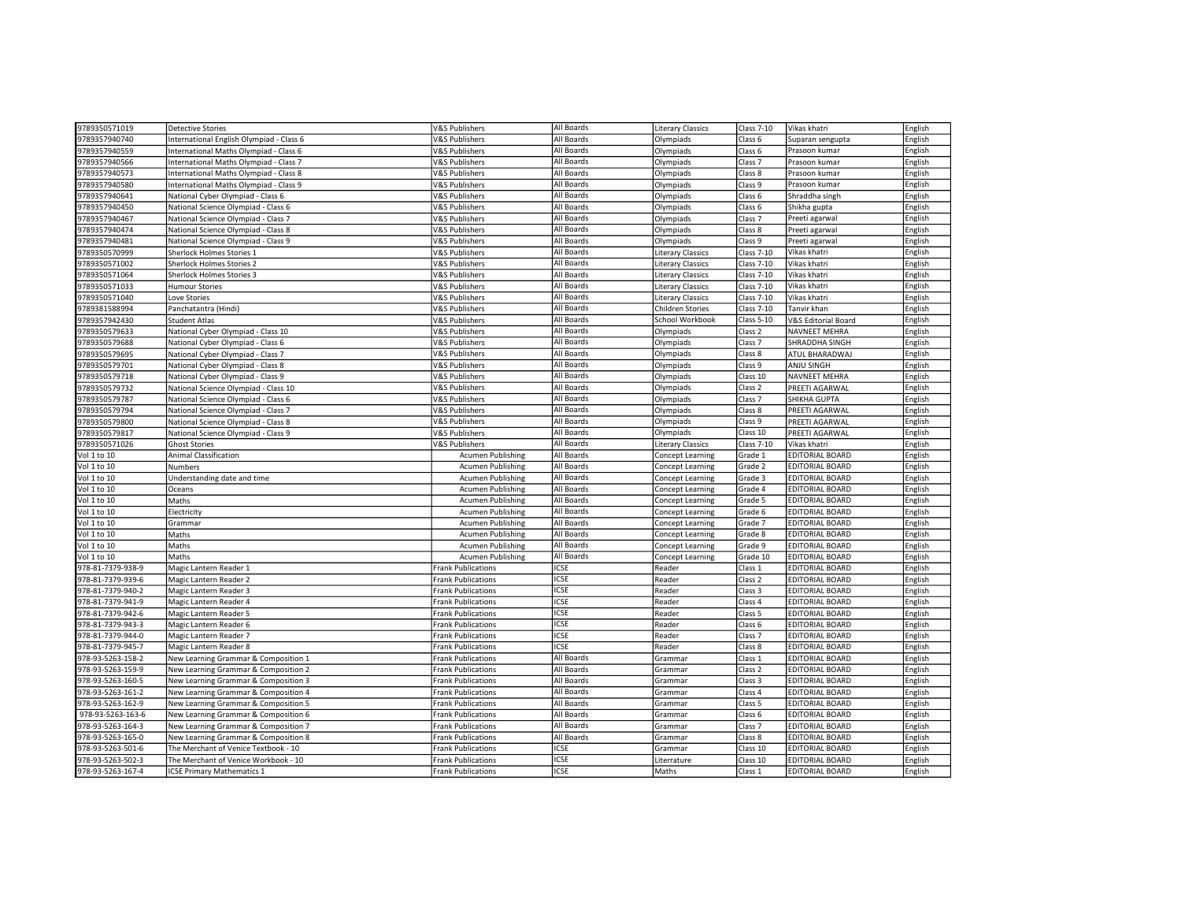| 9789350571019 | Detective Stories | V&S Publishers | All Boards | Literary Classics | Class 7-10 | Vikas khatri | English |
|---|---|---|---|---|---|---|---|
| 9789357940740 | International English Olympiad - Class 6 | V&S Publishers | All Boards | Olympiads | Class 6 | Suparan sengupta | English |
| 9789357940559 | International Maths Olympiad - Class 6 | V&S Publishers | All Boards | Olympiads | Class 6 | Prasoon kumar | English |
| 9789357940566 | International Maths Olympiad - Class 7 | V&S Publishers | All Boards | Olympiads | Class 7 | Prasoon kumar | English |
| 9789357940573 | International Maths Olympiad - Class 8 | V&S Publishers | All Boards | Olympiads | Class 8 | Prasoon kumar | English |
| 9789357940580 | International Maths Olympiad - Class 9 | V&S Publishers | All Boards | Olympiads | Class 9 | Prasoon kumar | English |
| 9789357940641 | National Cyber Olympiad - Class 6 | V&S Publishers | All Boards | Olympiads | Class 6 | Shraddha singh | English |
| 9789357940450 | National Science Olympiad - Class 6 | V&S Publishers | All Boards | Olympiads | Class 6 | Shikha gupta | English |
| 9789357940467 | National Science Olympiad - Class 7 | V&S Publishers | All Boards | Olympiads | Class 7 | Preeti agarwal | English |
| 9789357940474 | National Science Olympiad - Class 8 | V&S Publishers | All Boards | Olympiads | Class 8 | Preeti agarwal | English |
| 9789357940481 | National Science Olympiad - Class 9 | V&S Publishers | All Boards | Olympiads | Class 9 | Preeti agarwal | English |
| 9789350570999 | Sherlock Holmes Stories 1 | V&S Publishers | All Boards | Literary Classics | Class 7-10 | Vikas khatri | English |
| 9789350571002 | Sherlock Holmes Stories 2 | V&S Publishers | All Boards | Literary Classics | Class 7-10 | Vikas khatri | English |
| 9789350571064 | Sherlock Holmes Stories 3 | V&S Publishers | All Boards | Literary Classics | Class 7-10 | Vikas khatri | English |
| 9789350571033 | Humour Stories | V&S Publishers | All Boards | Literary Classics | Class 7-10 | Vikas khatri | English |
| 9789350571040 | Love Stories | V&S Publishers | All Boards | Literary Classics | Class 7-10 | Vikas khatri | English |
| 9789381588994 | Panchatantra (Hindi) | V&S Publishers | All Boards | Children Stories | Class 7-10 | Tanvir khan | English |
| 9789357942430 | Student Atlas | V&S Publishers | All Boards | School Workbook | Class 5-10 | V&S Editorial Board | English |
| 9789350579633 | National Cyber Olympiad - Class 10 | V&S Publishers | All Boards | Olympiads | Class 2 | NAVNEET MEHRA | English |
| 9789350579688 | National Cyber Olympiad - Class 6 | V&S Publishers | All Boards | Olympiads | Class 7 | SHRADDHA SINGH | English |
| 9789350579695 | National Cyber Olympiad - Class 7 | V&S Publishers | All Boards | Olympiads | Class 8 | ATUL BHARADWAJ | English |
| 9789350579701 | National Cyber Olympiad - Class 8 | V&S Publishers | All Boards | Olympiads | Class 9 | ANJU SINGH | English |
| 9789350579718 | National Cyber Olympiad - Class 9 | V&S Publishers | All Boards | Olympiads | Class 10 | NAVNEET MEHRA | English |
| 9789350579732 | National Science Olympiad - Class 10 | V&S Publishers | All Boards | Olympiads | Class 2 | PREETI AGARWAL | English |
| 9789350579787 | National Science Olympiad - Class 6 | V&S Publishers | All Boards | Olympiads | Class 7 | SHIKHA GUPTA | English |
| 9789350579794 | National Science Olympiad - Class 7 | V&S Publishers | All Boards | Olympiads | Class 8 | PREETI AGARWAL | English |
| 9789350579800 | National Science Olympiad - Class 8 | V&S Publishers | All Boards | Olympiads | Class 9 | PREETI AGARWAL | English |
| 9789350579817 | National Science Olympiad - Class 9 | V&S Publishers | All Boards | Olympiads | Class 10 | PREETI AGARWAL | English |
| 9789350571026 | Ghost Stories | V&S Publishers | All Boards | Literary Classics | Class 7-10 | Vikas khatri | English |
| Vol 1 to 10 | Animal Classification | Acumen Publishing | All Boards | Concept Learning | Grade 1 | EDITORIAL BOARD | English |
| Vol 1 to 10 | Numbers | Acumen Publishing | All Boards | Concept Learning | Grade 2 | EDITORIAL BOARD | English |
| Vol 1 to 10 | Understanding date and time | Acumen Publishing | All Boards | Concept Learning | Grade 3 | EDITORIAL BOARD | English |
| Vol 1 to 10 | Oceans | Acumen Publishing | All Boards | Concept Learning | Grade 4 | EDITORIAL BOARD | English |
| Vol 1 to 10 | Maths | Acumen Publishing | All Boards | Concept Learning | Grade 5 | EDITORIAL BOARD | English |
| Vol 1 to 10 | Electricity | Acumen Publishing | All Boards | Concept Learning | Grade 6 | EDITORIAL BOARD | English |
| Vol 1 to 10 | Grammar | Acumen Publishing | All Boards | Concept Learning | Grade 7 | EDITORIAL BOARD | English |
| Vol 1 to 10 | Maths | Acumen Publishing | All Boards | Concept Learning | Grade 8 | EDITORIAL BOARD | English |
| Vol 1 to 10 | Maths | Acumen Publishing | All Boards | Concept Learning | Grade 9 | EDITORIAL BOARD | English |
| Vol 1 to 10 | Maths | Acumen Publishing | All Boards | Concept Learning | Grade 10 | EDITORIAL BOARD | English |
| 978-81-7379-938-9 | Magic Lantern Reader 1 | Frank Publications | ICSE | Reader | Class 1 | EDITORIAL BOARD | English |
| 978-81-7379-939-6 | Magic Lantern Reader 2 | Frank Publications | ICSE | Reader | Class 2 | EDITORIAL BOARD | English |
| 978-81-7379-940-2 | Magic Lantern Reader 3 | Frank Publications | ICSE | Reader | Class 3 | EDITORIAL BOARD | English |
| 978-81-7379-941-9 | Magic Lantern Reader 4 | Frank Publications | ICSE | Reader | Class 4 | EDITORIAL BOARD | English |
| 978-81-7379-942-6 | Magic Lantern Reader 5 | Frank Publications | ICSE | Reader | Class 5 | EDITORIAL BOARD | English |
| 978-81-7379-943-3 | Magic Lantern Reader 6 | Frank Publications | ICSE | Reader | Class 6 | EDITORIAL BOARD | English |
| 978-81-7379-944-0 | Magic Lantern Reader 7 | Frank Publications | ICSE | Reader | Class 7 | EDITORIAL BOARD | English |
| 978-81-7379-945-7 | Magic Lantern Reader 8 | Frank Publications | ICSE | Reader | Class 8 | EDITORIAL BOARD | English |
| 978-93-5263-158-2 | New Learning Grammar & Composition 1 | Frank Publications | All Boards | Grammar | Class 1 | EDITORIAL BOARD | English |
| 978-93-5263-159-9 | New Learning Grammar & Composition 2 | Frank Publications | All Boards | Grammar | Class 2 | EDITORIAL BOARD | English |
| 978-93-5263-160-5 | New Learning Grammar & Composition 3 | Frank Publications | All Boards | Grammar | Class 3 | EDITORIAL BOARD | English |
| 978-93-5263-161-2 | New Learning Grammar & Composition 4 | Frank Publications | All Boards | Grammar | Class 4 | EDITORIAL BOARD | English |
| 978-93-5263-162-9 | New Learning Grammar & Composition 5 | Frank Publications | All Boards | Grammar | Class 5 | EDITORIAL BOARD | English |
| 978-93-5263-163-6 | New Learning Grammar & Composition 6 | Frank Publications | All Boards | Grammar | Class 6 | EDITORIAL BOARD | English |
| 978-93-5263-164-3 | New Learning Grammar & Composition 7 | Frank Publications | All Boards | Grammar | Class 7 | EDITORIAL BOARD | English |
| 978-93-5263-165-0 | New Learning Grammar & Composition 8 | Frank Publications | All Boards | Grammar | Class 8 | EDITORIAL BOARD | English |
| 978-93-5263-501-6 | The Merchant of Venice Textbook - 10 | Frank Publications | ICSE | Grammar | Class 10 | EDITORIAL BOARD | English |
| 978-93-5263-502-3 | The Merchant of Venice Workbook - 10 | Frank Publications | ICSE | Literrature | Class 10 | EDITORIAL BOARD | English |
| 978-93-5263-167-4 | ICSE Primary Mathematics 1 | Frank Publications | ICSE | Maths | Class 1 | EDITORIAL BOARD | English |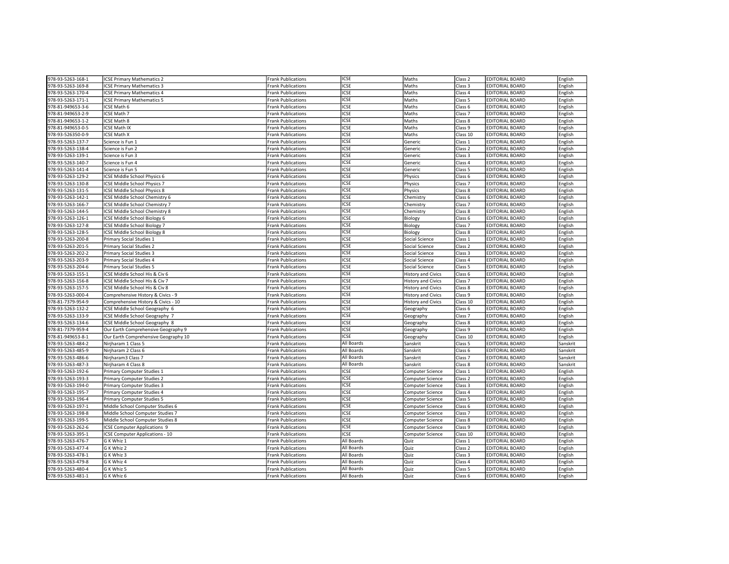| | | | | | | | |
|---|---|---|---|---|---|---|---|
| 978-93-5263-168-1 | ICSE Primary Mathematics 2 | Frank Publications | ICSE | Maths | Class 2 | EDITORIAL BOARD | English |
| 978-93-5263-169-8 | ICSE Primary Mathematics 3 | Frank Publications | ICSE | Maths | Class 3 | EDITORIAL BOARD | English |
| 978-93-5263-170-4 | ICSE Primary Mathematics 4 | Frank Publications | ICSE | Maths | Class 4 | EDITORIAL BOARD | English |
| 978-93-5263-171-1 | ICSE Primary Mathematics 5 | Frank Publications | ICSE | Maths | Class 5 | EDITORIAL BOARD | English |
| 978-81-949653-3-6 | ICSE Math 6 | Frank Publications | ICSE | Maths | Class 6 | EDITORIAL BOARD | English |
| 978-81-949653-2-9 | ICSE Math 7 | Frank Publications | ICSE | Maths | Class 7 | EDITORIAL BOARD | English |
| 978-81-949653-1-2 | ICSE Math 8 | Frank Publications | ICSE | Maths | Class 8 | EDITORIAL BOARD | English |
| 978-81-949653-0-5 | ICSE Math IX | Frank Publications | ICSE | Maths | Class 9 | EDITORIAL BOARD | English |
| 978-93-526350-0-9 | ICSE Math X | Frank Publications | ICSE | Maths | Class 10 | EDITORIAL BOARD | English |
| 978-93-5263-137-7 | Science is Fun 1 | Frank Publications | ICSE | Generic | Class 1 | EDITORIAL BOARD | English |
| 978-93-5263-138-4 | Science is Fun 2 | Frank Publications | ICSE | Generic | Class 2 | EDITORIAL BOARD | English |
| 978-93-5263-139-1 | Science is Fun 3 | Frank Publications | ICSE | Generic | Class 3 | EDITORIAL BOARD | English |
| 978-93-5263-140-7 | Science is Fun 4 | Frank Publications | ICSE | Generic | Class 4 | EDITORIAL BOARD | English |
| 978-93-5263-141-4 | Science is Fun 5 | Frank Publications | ICSE | Generic | Class 5 | EDITORIAL BOARD | English |
| 978-93-5263-129-2 | ICSE Middle School Physics 6 | Frank Publications | ICSE | Physics | Class 6 | EDITORIAL BOARD | English |
| 978-93-5263-130-8 | ICSE Middle School Physics 7 | Frank Publications | ICSE | Physics | Class 7 | EDITORIAL BOARD | English |
| 978-93-5263-131-5 | ICSE Middle School Physics 8 | Frank Publications | ICSE | Physics | Class 8 | EDITORIAL BOARD | English |
| 978-93-5263-142-1 | ICSE Middle School Chemistry 6 | Frank Publications | ICSE | Chemistry | Class 6 | EDITORIAL BOARD | English |
| 978-93-5263-166-7 | ICSE Middle School Chemistry 7 | Frank Publications | ICSE | Chemistry | Class 7 | EDITORIAL BOARD | English |
| 978-93-5263-144-5 | ICSE Middle School Chemistry 8 | Frank Publications | ICSE | Chemistry | Class 8 | EDITORIAL BOARD | English |
| 978-93-5263-126-1 | ICSE Middle School Biology 6 | Frank Publications | ICSE | Biology | Class 6 | EDITORIAL BOARD | English |
| 978-93-5263-127-8 | ICSE Middle School Biology 7 | Frank Publications | ICSE | Biology | Class 7 | EDITORIAL BOARD | English |
| 978-93-5263-128-5 | ICSE Middle School Biology 8 | Frank Publications | ICSE | Biology | Class 8 | EDITORIAL BOARD | English |
| 978-93-5263-200-8 | Primary Social Studies 1 | Frank Publications | ICSE | Social Science | Class 1 | EDITORIAL BOARD | English |
| 978-93-5263-201-5 | Primary Social Studies 2 | Frank Publications | ICSE | Social Science | Class 2 | EDITORIAL BOARD | English |
| 978-93-5263-202-2 | Primary Social Studies 3 | Frank Publications | ICSE | Social Science | Class 3 | EDITORIAL BOARD | English |
| 978-93-5263-203-9 | Primary Social Studies 4 | Frank Publications | ICSE | Social Science | Class 4 | EDITORIAL BOARD | English |
| 978-93-5263-204-6 | Primary Social Studies 5 | Frank Publications | ICSE | Social Science | Class 5 | EDITORIAL BOARD | English |
| 978-93-5263-155-1 | ICSE Middle School His & Civ 6 | Frank Publications | ICSE | History and Civics | Class 6 | EDITORIAL BOARD | English |
| 978-93-5263-156-8 | ICSE Middle School His & Civ 7 | Frank Publications | ICSE | History and Civics | Class 7 | EDITORIAL BOARD | English |
| 978-93-5263-157-5 | ICSE Middle School His & Civ 8 | Frank Publications | ICSE | History and Civics | Class 8 | EDITORIAL BOARD | English |
| 978-93-5263-000-4 | Comprehensive History & Civics - 9 | Frank Publications | ICSE | History and Civics | Class 9 | EDITORIAL BOARD | English |
| 978-81-7379-954-9 | Comprehensive History & Civics - 10 | Frank Publications | ICSE | History and Civics | Class 10 | EDITORIAL BOARD | English |
| 978-93-5263-132-2 | ICSE Middle School Geography 6 | Frank Publications | ICSE | Geography | Class 6 | EDITORIAL BOARD | English |
| 978-93-5263-133-9 | ICSE Middle School Geography 7 | Frank Publications | ICSE | Geography | Class 7 | EDITORIAL BOARD | English |
| 978-93-5263-134-6 | ICSE Middle School Geography 8 | Frank Publications | ICSE | Geography | Class 8 | EDITORIAL BOARD | English |
| 978-81-7379-959-4 | Our Earth Comprehensive Geography 9 | Frank Publications | ICSE | Geography | Class 9 | EDITORIAL BOARD | English |
| 978-81-949653-8-1 | Our Earth Comprehensive Geography 10 | Frank Publications | ICSE | Geography | Class 10 | EDITORIAL BOARD | English |
| 978-93-5263-484-2 | Nirjharam 1 Class 5 | Frank Publications | All Boards | Sanskrit | Class 5 | EDITORIAL BOARD | Sanskrit |
| 978-93-5263-485-9 | Nirjharam 2 Class 6 | Frank Publications | All Boards | Sanskrit | Class 6 | EDITORIAL BOARD | Sanskrit |
| 978-93-5263-486-6 | Nirjharam3 Class 7 | Frank Publications | All Boards | Sanskrit | Class 7 | EDITORIAL BOARD | Sanskrit |
| 978-93-5263-487-3 | Nirjharam 4 Class 8 | Frank Publications | All Boards | Sanskrit | Class 8 | EDITORIAL BOARD | Sanskrit |
| 978-93-5263-192-6 | Primary Computer Studies 1 | Frank Publications | ICSE | Computer Science | Class 1 | EDITORIAL BOARD | English |
| 978-93-5263-193-3 | Primary Computer Studies 2 | Frank Publications | ICSE | Computer Science | Class 2 | EDITORIAL BOARD | English |
| 978-93-5263-194-0 | Primary Computer Studies 3 | Frank Publications | ICSE | Computer Science | Class 3 | EDITORIAL BOARD | English |
| 978-93-5263-195-7 | Primary Computer Studies 4 | Frank Publications | ICSE | Computer Science | Class 4 | EDITORIAL BOARD | English |
| 978-93-5263-196-4 | Primary Computer Studies 5 | Frank Publications | ICSE | Computer Science | Class 5 | EDITORIAL BOARD | English |
| 978-93-5263-197-1 | Middle School Computer Studies 6 | Frank Publications | ICSE | Computer Science | Class 6 | EDITORIAL BOARD | English |
| 978-93-5263-198-8 | Middle School Computer Studies 7 | Frank Publications | ICSE | Computer Science | Class 7 | EDITORIAL BOARD | English |
| 978-93-5263-199-5 | Middle School Computer Studies 8 | Frank Publications | ICSE | Computer Science | Class 8 | EDITORIAL BOARD | English |
| 978-93-5263-262-6 | ICSE Computer Applications 9 | Frank Publications | ICSE | Computer Science | Class 9 | EDITORIAL BOARD | English |
| 978-93-5263-395-1 | ICSE Computer Applications - 10 | Frank Publications | ICSE | Computer Science | Class 10 | EDITORIAL BOARD | English |
| 978-93-5263-476-7 | G K Whiz 1 | Frank Publications | All Boards | Quiz | Class 1 | EDITORIAL BOARD | English |
| 978-93-5263-477-4 | G K Whiz 2 | Frank Publications | All Boards | Quiz | Class 2 | EDITORIAL BOARD | English |
| 978-93-5263-478-1 | G K Whiz 3 | Frank Publications | All Boards | Quiz | Class 3 | EDITORIAL BOARD | English |
| 978-93-5263-479-8 | G K Whiz 4 | Frank Publications | All Boards | Quiz | Class 4 | EDITORIAL BOARD | English |
| 978-93-5263-480-4 | G K Whiz 5 | Frank Publications | All Boards | Quiz | Class 5 | EDITORIAL BOARD | English |
| 978-93-5263-481-1 | G K Whiz 6 | Frank Publications | All Boards | Quiz | Class 6 | EDITORIAL BOARD | English |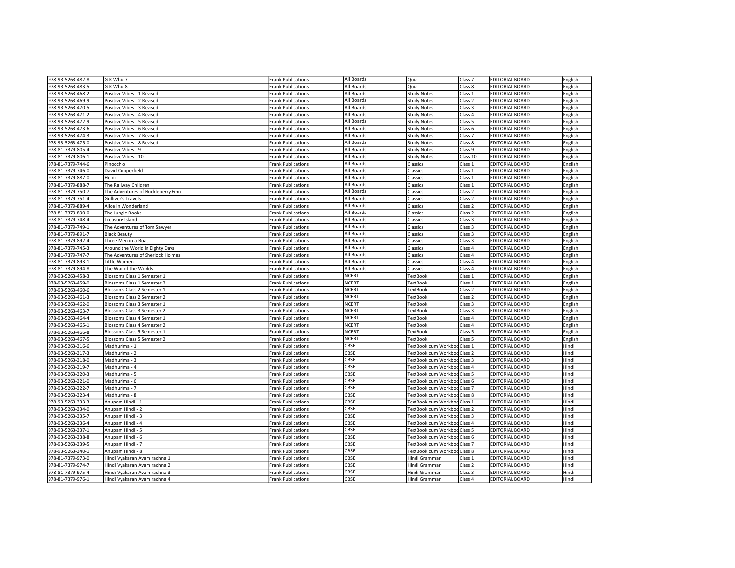| 978-93-5263-482-8 | G K Whiz 7 | Frank Publications | All Boards | Quiz | Class 7 | EDITORIAL BOARD | English |
|---|---|---|---|---|---|---|---|
| 978-93-5263-483-5 | G K Whiz 8 | Frank Publications | All Boards | Quiz | Class 8 | EDITORIAL BOARD | English |
| 978-93-5263-468-2 | Positive Vibes - 1 Revised | Frank Publications | All Boards | Study Notes | Class 1 | EDITORIAL BOARD | English |
| 978-93-5263-469-9 | Positive Vibes - 2 Revised | Frank Publications | All Boards | Study Notes | Class 2 | EDITORIAL BOARD | English |
| 978-93-5263-470-5 | Positive Vibes - 3 Revised | Frank Publications | All Boards | Study Notes | Class 3 | EDITORIAL BOARD | English |
| 978-93-5263-471-2 | Positive Vibes - 4 Revised | Frank Publications | All Boards | Study Notes | Class 4 | EDITORIAL BOARD | English |
| 978-93-5263-472-9 | Positive Vibes - 5 Revised | Frank Publications | All Boards | Study Notes | Class 5 | EDITORIAL BOARD | English |
| 978-93-5263-473-6 | Positive Vibes - 6 Revised | Frank Publications | All Boards | Study Notes | Class 6 | EDITORIAL BOARD | English |
| 978-93-5263-474-3 | Positive Vibes - 7 Revised | Frank Publications | All Boards | Study Notes | Class 7 | EDITORIAL BOARD | English |
| 978-93-5263-475-0 | Positive Vibes - 8 Revised | Frank Publications | All Boards | Study Notes | Class 8 | EDITORIAL BOARD | English |
| 978-81-7379-805-4 | Positive Vibes - 9 | Frank Publications | All Boards | Study Notes | Class 9 | EDITORIAL BOARD | English |
| 978-81-7379-806-1 | Positive Vibes - 10 | Frank Publications | All Boards | Study Notes | Class 10 | EDITORIAL BOARD | English |
| 978-81-7379-744-6 | Pinocchio | Frank Publications | All Boards | Classics | Class 1 | EDITORIAL BOARD | English |
| 978-81-7379-746-0 | David Copperfield | Frank Publications | All Boards | Classics | Class 1 | EDITORIAL BOARD | English |
| 978-81-7379-887-0 | Heidi | Frank Publications | All Boards | Classics | Class 1 | EDITORIAL BOARD | English |
| 978-81-7379-888-7 | The Railway Children | Frank Publications | All Boards | Classics | Class 1 | EDITORIAL BOARD | English |
| 978-81-7379-750-7 | The Adventures of Huckleberry Finn | Frank Publications | All Boards | Classics | Class 2 | EDITORIAL BOARD | English |
| 978-81-7379-751-4 | Gulliver's Travels | Frank Publications | All Boards | Classics | Class 2 | EDITORIAL BOARD | English |
| 978-81-7379-889-4 | Alice in Wonderland | Frank Publications | All Boards | Classics | Class 2 | EDITORIAL BOARD | English |
| 978-81-7379-890-0 | The Jungle Books | Frank Publications | All Boards | Classics | Class 2 | EDITORIAL BOARD | English |
| 978-81-7379-748-4 | Treasure Island | Frank Publications | All Boards | Classics | Class 3 | EDITORIAL BOARD | English |
| 978-81-7379-749-1 | The Adventures of Tom Sawyer | Frank Publications | All Boards | Classics | Class 3 | EDITORIAL BOARD | English |
| 978-81-7379-891-7 | Black Beauty | Frank Publications | All Boards | Classics | Class 3 | EDITORIAL BOARD | English |
| 978-81-7379-892-4 | Three Men in a Boat | Frank Publications | All Boards | Classics | Class 3 | EDITORIAL BOARD | English |
| 978-81-7379-745-3 | Around the World in Eighty Days | Frank Publications | All Boards | Classics | Class 4 | EDITORIAL BOARD | English |
| 978-81-7379-747-7 | The Adventures of Sherlock Holmes | Frank Publications | All Boards | Classics | Class 4 | EDITORIAL BOARD | English |
| 978-81-7379-893-1 | Little Women | Frank Publications | All Boards | Classics | Class 4 | EDITORIAL BOARD | English |
| 978-81-7379-894-8 | The War of the Worlds | Frank Publications | All Boards | Classics | Class 4 | EDITORIAL BOARD | English |
| 978-93-5263-458-3 | Blossoms Class 1 Semester 1 | Frank Publications | NCERT | TextBook | Class 1 | EDITORIAL BOARD | English |
| 978-93-5263-459-0 | Blossoms Class 1 Semester 2 | Frank Publications | NCERT | TextBook | Class 1 | EDITORIAL BOARD | English |
| 978-93-5263-460-6 | Blossoms Class 2 Semester 1 | Frank Publications | NCERT | TextBook | Class 2 | EDITORIAL BOARD | English |
| 978-93-5263-461-3 | Blossoms Class 2 Semester 2 | Frank Publications | NCERT | TextBook | Class 2 | EDITORIAL BOARD | English |
| 978-93-5263-462-0 | Blossoms Class 3 Semester 1 | Frank Publications | NCERT | TextBook | Class 3 | EDITORIAL BOARD | English |
| 978-93-5263-463-7 | Blossoms Class 3 Semester 2 | Frank Publications | NCERT | TextBook | Class 3 | EDITORIAL BOARD | English |
| 978-93-5263-464-4 | Blossoms Class 4 Semester 1 | Frank Publications | NCERT | TextBook | Class 4 | EDITORIAL BOARD | English |
| 978-93-5263-465-1 | Blossoms Class 4 Semester 2 | Frank Publications | NCERT | TextBook | Class 4 | EDITORIAL BOARD | English |
| 978-93-5263-466-8 | Blossoms Class 5 Semester 1 | Frank Publications | NCERT | TextBook | Class 5 | EDITORIAL BOARD | English |
| 978-93-5263-467-5 | Blossoms Class 5 Semester 2 | Frank Publications | NCERT | TextBook | Class 5 | EDITORIAL BOARD | English |
| 978-93-5263-316-6 | Madhurima - 1 | Frank Publications | CBSE | TextBook cum Workbook | Class 1 | EDITORIAL BOARD | Hindi |
| 978-93-5263-317-3 | Madhurima - 2 | Frank Publications | CBSE | TextBook cum Workbook | Class 2 | EDITORIAL BOARD | Hindi |
| 978-93-5263-318-0 | Madhurima - 3 | Frank Publications | CBSE | TextBook cum Workbook | Class 3 | EDITORIAL BOARD | Hindi |
| 978-93-5263-319-7 | Madhurima - 4 | Frank Publications | CBSE | TextBook cum Workbook | Class 4 | EDITORIAL BOARD | Hindi |
| 978-93-5263-320-3 | Madhurima - 5 | Frank Publications | CBSE | TextBook cum Workbook | Class 5 | EDITORIAL BOARD | Hindi |
| 978-93-5263-321-0 | Madhurima - 6 | Frank Publications | CBSE | TextBook cum Workbook | Class 6 | EDITORIAL BOARD | Hindi |
| 978-93-5263-322-7 | Madhurima - 7 | Frank Publications | CBSE | TextBook cum Workbook | Class 7 | EDITORIAL BOARD | Hindi |
| 978-93-5263-323-4 | Madhurima - 8 | Frank Publications | CBSE | TextBook cum Workbook | Class 8 | EDITORIAL BOARD | Hindi |
| 978-93-5263-333-3 | Anupam Hindi - 1 | Frank Publications | CBSE | TextBook cum Workbook | Class 1 | EDITORIAL BOARD | Hindi |
| 978-93-5263-334-0 | Anupam Hindi - 2 | Frank Publications | CBSE | TextBook cum Workbook | Class 2 | EDITORIAL BOARD | Hindi |
| 978-93-5263-335-7 | Anupam Hindi - 3 | Frank Publications | CBSE | TextBook cum Workbook | Class 3 | EDITORIAL BOARD | Hindi |
| 978-93-5263-336-4 | Anupam Hindi - 4 | Frank Publications | CBSE | TextBook cum Workbook | Class 4 | EDITORIAL BOARD | Hindi |
| 978-93-5263-337-1 | Anupam Hindi - 5 | Frank Publications | CBSE | TextBook cum Workbook | Class 5 | EDITORIAL BOARD | Hindi |
| 978-93-5263-338-8 | Anupam Hindi - 6 | Frank Publications | CBSE | TextBook cum Workbook | Class 6 | EDITORIAL BOARD | Hindi |
| 978-93-5263-339-5 | Anupam Hindi - 7 | Frank Publications | CBSE | TextBook cum Workbook | Class 7 | EDITORIAL BOARD | Hindi |
| 978-93-5263-340-1 | Anupam Hindi - 8 | Frank Publications | CBSE | TextBook cum Workbook | Class 8 | EDITORIAL BOARD | Hindi |
| 978-81-7379-973-0 | Hindi Vyakaran Avam rachna 1 | Frank Publications | CBSE | Hindi Grammar | Class 1 | EDITORIAL BOARD | Hindi |
| 978-81-7379-974-7 | Hindi Vyakaran Avam rachna 2 | Frank Publications | CBSE | Hindi Grammar | Class 2 | EDITORIAL BOARD | Hindi |
| 978-81-7379-975-4 | Hindi Vyakaran Avam rachna 3 | Frank Publications | CBSE | Hindi Grammar | Class 3 | EDITORIAL BOARD | Hindi |
| 978-81-7379-976-1 | Hindi Vyakaran Avam rachna 4 | Frank Publications | CBSE | Hindi Grammar | Class 4 | EDITORIAL BOARD | Hindi |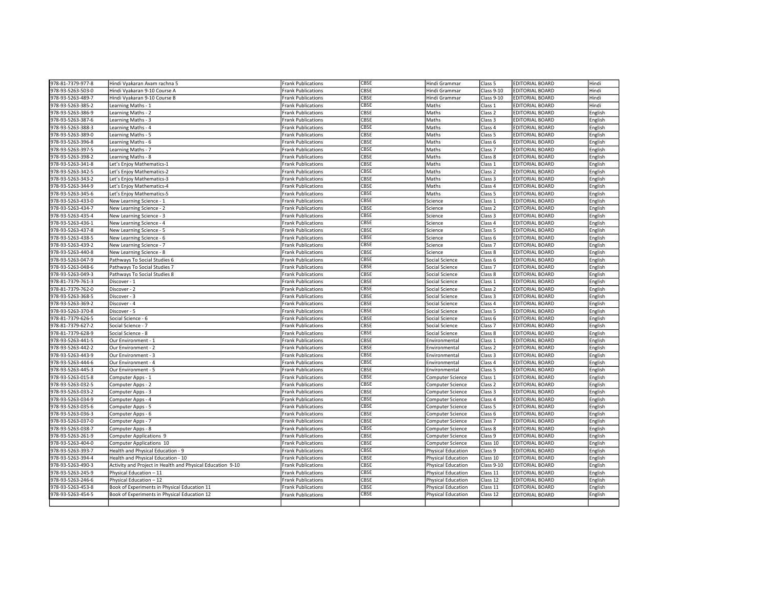| | | | | | | | |
|---|---|---|---|---|---|---|---|
| 978-81-7379-977-8 | Hindi Vyakaran Avam rachna 5 | Frank Publications | CBSE | Hindi Grammar | Class 5 | EDITORIAL BOARD | Hindi |
| 978-93-5263-503-0 | Hindi Vyakaran 9-10 Course A | Frank Publications | CBSE | Hindi Grammar | Class 9-10 | EDITORIAL BOARD | Hindi |
| 978-93-5263-489-7 | Hindi Vyakaran 9-10 Course B | Frank Publications | CBSE | Hindi Grammar | Class 9-10 | EDITORIAL BOARD | Hindi |
| 978-93-5263-385-2 | Learning Maths - 1 | Frank Publications | CBSE | Maths | Class 1 | EDITORIAL BOARD | Hindi |
| 978-93-5263-386-9 | Learning Maths - 2 | Frank Publications | CBSE | Maths | Class 2 | EDITORIAL BOARD | English |
| 978-93-5263-387-6 | Learning Maths - 3 | Frank Publications | CBSE | Maths | Class 3 | EDITORIAL BOARD | English |
| 978-93-5263-388-3 | Learning Maths - 4 | Frank Publications | CBSE | Maths | Class 4 | EDITORIAL BOARD | English |
| 978-93-5263-389-0 | Learning Maths - 5 | Frank Publications | CBSE | Maths | Class 5 | EDITORIAL BOARD | English |
| 978-93-5263-396-8 | Learning Maths - 6 | Frank Publications | CBSE | Maths | Class 6 | EDITORIAL BOARD | English |
| 978-93-5263-397-5 | Learning Maths - 7 | Frank Publications | CBSE | Maths | Class 7 | EDITORIAL BOARD | English |
| 978-93-5263-398-2 | Learning Maths - 8 | Frank Publications | CBSE | Maths | Class 8 | EDITORIAL BOARD | English |
| 978-93-5263-341-8 | Let's Enjoy Mathematics-1 | Frank Publications | CBSE | Maths | Class 1 | EDITORIAL BOARD | English |
| 978-93-5263-342-5 | Let's Enjoy Mathematics-2 | Frank Publications | CBSE | Maths | Class 2 | EDITORIAL BOARD | English |
| 978-93-5263-343-2 | Let's Enjoy Mathematics-3 | Frank Publications | CBSE | Maths | Class 3 | EDITORIAL BOARD | English |
| 978-93-5263-344-9 | Let's Enjoy Mathematics-4 | Frank Publications | CBSE | Maths | Class 4 | EDITORIAL BOARD | English |
| 978-93-5263-345-6 | Let's Enjoy Mathematics-5 | Frank Publications | CBSE | Maths | Class 5 | EDITORIAL BOARD | English |
| 978-93-5263-433-0 | New Learning Science - 1 | Frank Publications | CBSE | Science | Class 1 | EDITORIAL BOARD | English |
| 978-93-5263-434-7 | New Learning Science - 2 | Frank Publications | CBSE | Science | Class 2 | EDITORIAL BOARD | English |
| 978-93-5263-435-4 | New Learning Science - 3 | Frank Publications | CBSE | Science | Class 3 | EDITORIAL BOARD | English |
| 978-93-5263-436-1 | New Learning Science - 4 | Frank Publications | CBSE | Science | Class 4 | EDITORIAL BOARD | English |
| 978-93-5263-437-8 | New Learning Science - 5 | Frank Publications | CBSE | Science | Class 5 | EDITORIAL BOARD | English |
| 978-93-5263-438-5 | New Learning Science - 6 | Frank Publications | CBSE | Science | Class 6 | EDITORIAL BOARD | English |
| 978-93-5263-439-2 | New Learning Science - 7 | Frank Publications | CBSE | Science | Class 7 | EDITORIAL BOARD | English |
| 978-93-5263-440-8 | New Learning Science - 8 | Frank Publications | CBSE | Science | Class 8 | EDITORIAL BOARD | English |
| 978-93-5263-047-9 | Pathways To Social Studies 6 | Frank Publications | CBSE | Social Science | Class 6 | EDITORIAL BOARD | English |
| 978-93-5263-048-6 | Pathways To Social Studies 7 | Frank Publications | CBSE | Social Science | Class 7 | EDITORIAL BOARD | English |
| 978-93-5263-049-3 | Pathways To Social Studies 8 | Frank Publications | CBSE | Social Science | Class 8 | EDITORIAL BOARD | English |
| 978-81-7379-761-3 | Discover - 1 | Frank Publications | CBSE | Social Science | Class 1 | EDITORIAL BOARD | English |
| 978-81-7379-762-0 | Discover - 2 | Frank Publications | CBSE | Social Science | Class 2 | EDITORIAL BOARD | English |
| 978-93-5263-368-5 | Discover - 3 | Frank Publications | CBSE | Social Science | Class 3 | EDITORIAL BOARD | English |
| 978-93-5263-369-2 | Discover - 4 | Frank Publications | CBSE | Social Science | Class 4 | EDITORIAL BOARD | English |
| 978-93-5263-370-8 | Discover - 5 | Frank Publications | CBSE | Social Science | Class 5 | EDITORIAL BOARD | English |
| 978-81-7379-626-5 | Social Science - 6 | Frank Publications | CBSE | Social Science | Class 6 | EDITORIAL BOARD | English |
| 978-81-7379-627-2 | Social Science - 7 | Frank Publications | CBSE | Social Science | Class 7 | EDITORIAL BOARD | English |
| 978-81-7379-628-9 | Social Science - 8 | Frank Publications | CBSE | Social Science | Class 8 | EDITORIAL BOARD | English |
| 978-93-5263-441-5 | Our Environment - 1 | Frank Publications | CBSE | Environmental | Class 1 | EDITORIAL BOARD | English |
| 978-93-5263-442-2 | Our Environment - 2 | Frank Publications | CBSE | Environmental | Class 2 | EDITORIAL BOARD | English |
| 978-93-5263-443-9 | Our Environment - 3 | Frank Publications | CBSE | Environmental | Class 3 | EDITORIAL BOARD | English |
| 978-93-5263-444-6 | Our Environment - 4 | Frank Publications | CBSE | Environmental | Class 4 | EDITORIAL BOARD | English |
| 978-93-5263-445-3 | Our Environment - 5 | Frank Publications | CBSE | Environmental | Class 5 | EDITORIAL BOARD | English |
| 978-93-5263-015-8 | Computer Apps - 1 | Frank Publications | CBSE | Computer Science | Class 1 | EDITORIAL BOARD | English |
| 978-93-5263-032-5 | Computer Apps - 2 | Frank Publications | CBSE | Computer Science | Class 2 | EDITORIAL BOARD | English |
| 978-93-5263-033-2 | Computer Apps - 3 | Frank Publications | CBSE | Computer Science | Class 3 | EDITORIAL BOARD | English |
| 978-93-5263-034-9 | Computer Apps - 4 | Frank Publications | CBSE | Computer Science | Class 4 | EDITORIAL BOARD | English |
| 978-93-5263-035-6 | Computer Apps - 5 | Frank Publications | CBSE | Computer Science | Class 5 | EDITORIAL BOARD | English |
| 978-93-5263-036-3 | Computer Apps - 6 | Frank Publications | CBSE | Computer Science | Class 6 | EDITORIAL BOARD | English |
| 978-93-5263-037-0 | Computer Apps - 7 | Frank Publications | CBSE | Computer Science | Class 7 | EDITORIAL BOARD | English |
| 978-93-5263-038-7 | Computer Apps - 8 | Frank Publications | CBSE | Computer Science | Class 8 | EDITORIAL BOARD | English |
| 978-93-5263-261-9 | Computer Applications 9 | Frank Publications | CBSE | Computer Science | Class 9 | EDITORIAL BOARD | English |
| 978-93-5263-404-0 | Computer Applications 10 | Frank Publications | CBSE | Computer Science | Class 10 | EDITORIAL BOARD | English |
| 978-93-5263-393-7 | Health and Physical Education - 9 | Frank Publications | CBSE | Physical Education | Class 9 | EDITORIAL BOARD | English |
| 978-93-5263-394-4 | Health and Physical Education - 10 | Frank Publications | CBSE | Physical Education | Class 10 | EDITORIAL BOARD | English |
| 978-93-5263-490-3 | Activity and Project in Health and Physical Education 9-10 | Frank Publications | CBSE | Physical Education | Class 9-10 | EDITORIAL BOARD | English |
| 978-93-5263-245-9 | Physical Education – 11 | Frank Publications | CBSE | Physical Education | Class 11 | EDITORIAL BOARD | English |
| 978-93-5263-246-6 | Physical Education – 12 | Frank Publications | CBSE | Physical Education | Class 12 | EDITORIAL BOARD | English |
| 978-93-5263-453-8 | Book of Experiments in Physical Education 11 | Frank Publications | CBSE | Physical Education | Class 11 | EDITORIAL BOARD | English |
| 978-93-5263-454-5 | Book of Experiments in Physical Education 12 | Frank Publications | CBSE | Physical Education | Class 12 | EDITORIAL BOARD | English |